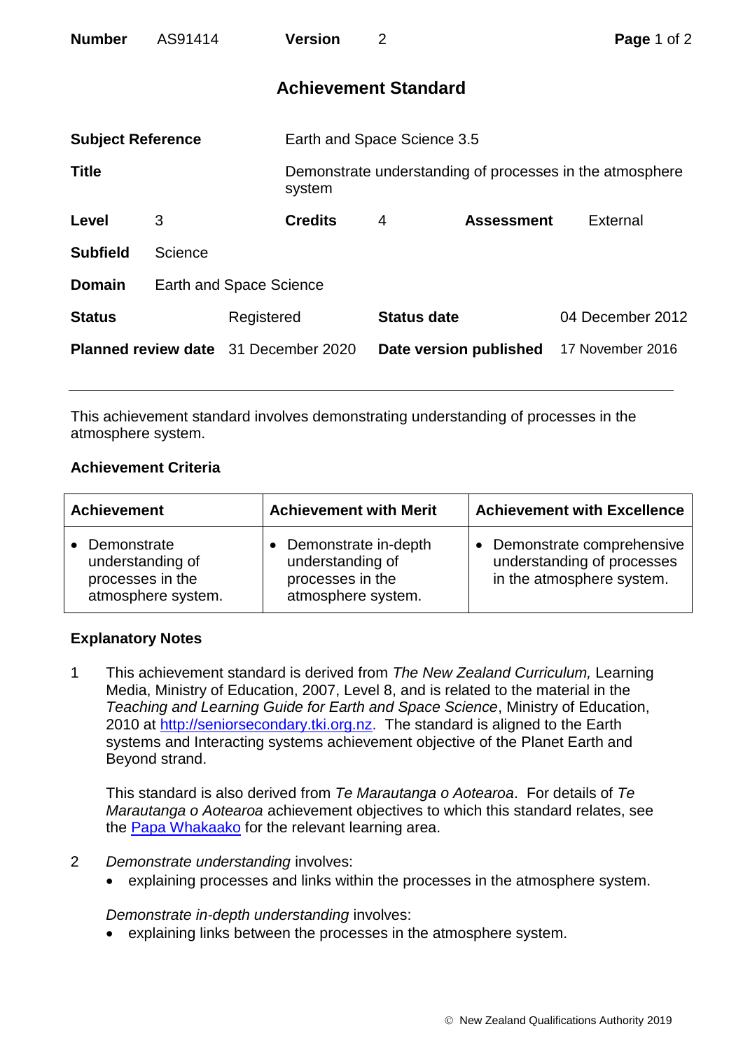| Number | AS91414 | Version | 2 |
|---|---|---|---|

# Achievement Standard

| | | | |
|---|---|---|---|
| **Subject Reference** | Earth and Space Science 3.5 | | |
| **Title** | Demonstrate understanding of processes in the atmosphere system | | |
| **Level** | 3 | **Credits** | 4 |
| **Assessment** | External | | |
| **Subfield** | Science | | |
| **Domain** | Earth and Space Science | | |
| **Status** | Registered | **Status date** | 04 December 2012 |
| **Planned review date** | 31 December 2020 | **Date version published** | 17 November 2016 |

This achievement standard involves demonstrating understanding of processes in the atmosphere system.

## Achievement Criteria

| Achievement | Achievement with Merit | Achievement with Excellence |
|---|---|---|
| • Demonstrate understanding of processes in the atmosphere system. | • Demonstrate in-depth understanding of processes in the atmosphere system. | • Demonstrate comprehensive understanding of processes in the atmosphere system. |

## Explanatory Notes

1 This achievement standard is derived from *The New Zealand Curriculum,* Learning Media, Ministry of Education, 2007, Level 8, and is related to the material in the *Teaching and Learning Guide for Earth and Space Science*, Ministry of Education, 2010 at http://seniorsecondary.tki.org.nz. The standard is aligned to the Earth systems and Interacting systems achievement objective of the Planet Earth and Beyond strand.

This standard is also derived from *Te Marautanga o Aotearoa*. For details of *Te Marautanga o Aotearoa* achievement objectives to which this standard relates, see the Papa Whakaako for the relevant learning area.

2 *Demonstrate understanding* involves:

- explaining processes and links within the processes in the atmosphere system.

*Demonstrate in-depth understanding* involves:

- explaining links between the processes in the atmosphere system.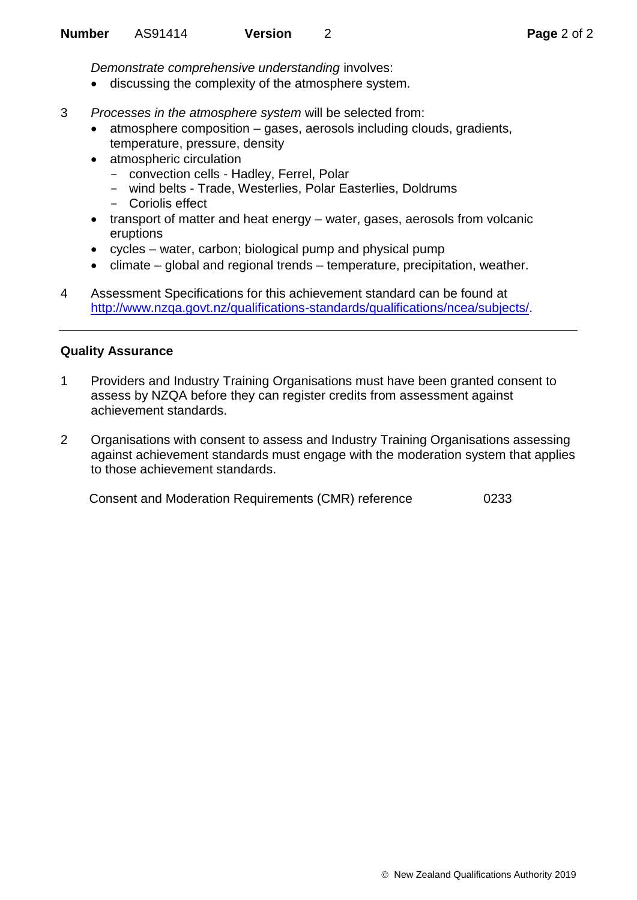*Demonstrate comprehensive understanding* involves:

- discussing the complexity of the atmosphere system.

3 *Processes in the atmosphere system* will be selected from:
   - atmosphere composition – gases, aerosols including clouds, gradients, temperature, pressure, density
   - atmospheric circulation
     - convection cells - Hadley, Ferrel, Polar
     - wind belts - Trade, Westerlies, Polar Easterlies, Doldrums
     - Coriolis effect
   - transport of matter and heat energy – water, gases, aerosols from volcanic eruptions
   - cycles – water, carbon; biological pump and physical pump
   - climate – global and regional trends – temperature, precipitation, weather.

4 Assessment Specifications for this achievement standard can be found at http://www.nzqa.govt.nz/qualifications-standards/qualifications/ncea/subjects/.

---

## Quality Assurance

1 Providers and Industry Training Organisations must have been granted consent to assess by NZQA before they can register credits from assessment against achievement standards.

2 Organisations with consent to assess and Industry Training Organisations assessing against achievement standards must engage with the moderation system that applies to those achievement standards.

Consent and Moderation Requirements (CMR) reference 0233

© New Zealand Qualifications Authority 2019